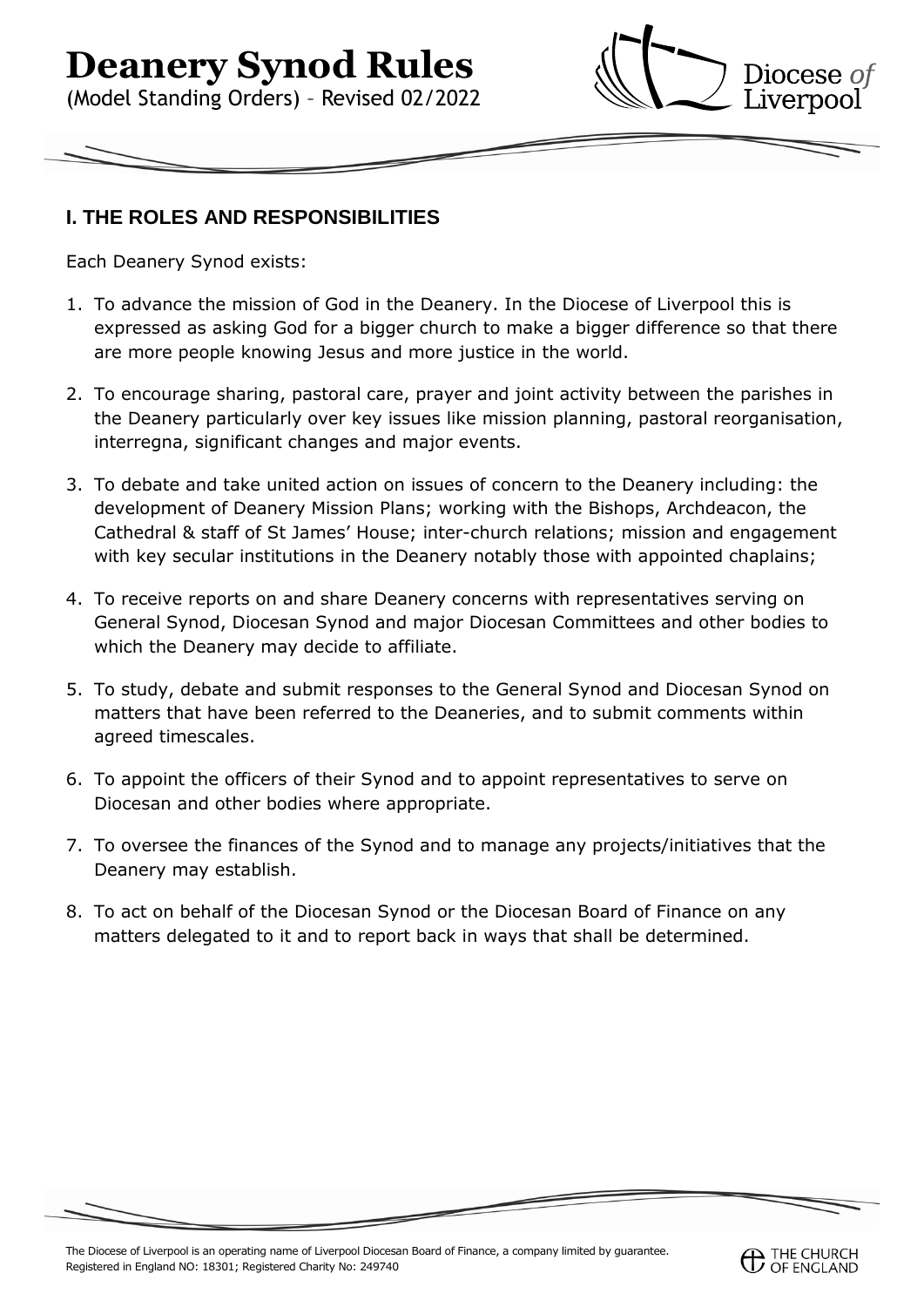# Deanery Synod Rules

(Model Standing Orders) – Revised 02/2022

## I. THE ROLES AND RESPONSIBILITIES

Each Deanery Synod exists:

1. To advance the mission of God in the Deanery. In the Diocese of Liverpool this is expressed as asking God for a bigger church to make a bigger difference so that there are more people knowing Jesus and more justice in the world.

2. To encourage sharing, pastoral care, prayer and joint activity between the parishes in the Deanery particularly over key issues like mission planning, pastoral reorganisation, interregna, significant changes and major events.

3. To debate and take united action on issues of concern to the Deanery including: the development of Deanery Mission Plans; working with the Bishops, Archdeacon, the Cathedral & staff of St James' House; inter-church relations; mission and engagement with key secular institutions in the Deanery notably those with appointed chaplains;

4. To receive reports on and share Deanery concerns with representatives serving on General Synod, Diocesan Synod and major Diocesan Committees and other bodies to which the Deanery may decide to affiliate.

5. To study, debate and submit responses to the General Synod and Diocesan Synod on matters that have been referred to the Deaneries, and to submit comments within agreed timescales.

6. To appoint the officers of their Synod and to appoint representatives to serve on Diocesan and other bodies where appropriate.

7. To oversee the finances of the Synod and to manage any projects/initiatives that the Deanery may establish.

8. To act on behalf of the Diocesan Synod or the Diocesan Board of Finance on any matters delegated to it and to report back in ways that shall be determined.

The Diocese of Liverpool is an operating name of Liverpool Diocesan Board of Finance, a company limited by guarantee. Registered in England NO: 18301; Registered Charity No: 249740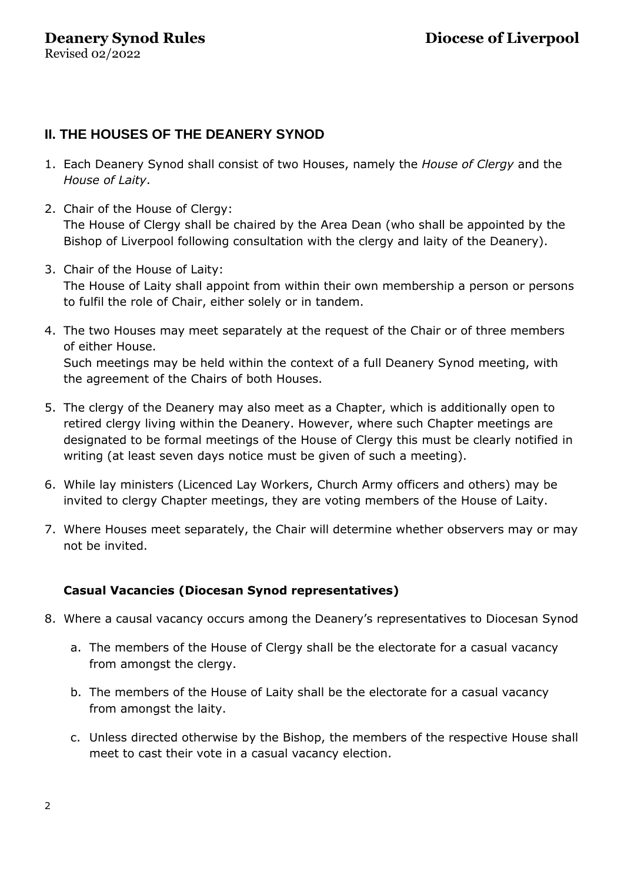## II. THE HOUSES OF THE DEANERY SYNOD

1. Each Deanery Synod shall consist of two Houses, namely the *House of Clergy* and the *House of Laity*.
2. Chair of the House of Clergy:
   The House of Clergy shall be chaired by the Area Dean (who shall be appointed by the Bishop of Liverpool following consultation with the clergy and laity of the Deanery).
3. Chair of the House of Laity:
   The House of Laity shall appoint from within their own membership a person or persons to fulfil the role of Chair, either solely or in tandem.
4. The two Houses may meet separately at the request of the Chair or of three members of either House.
   Such meetings may be held within the context of a full Deanery Synod meeting, with the agreement of the Chairs of both Houses.
5. The clergy of the Deanery may also meet as a Chapter, which is additionally open to retired clergy living within the Deanery. However, where such Chapter meetings are designated to be formal meetings of the House of Clergy this must be clearly notified in writing (at least seven days notice must be given of such a meeting).
6. While lay ministers (Licenced Lay Workers, Church Army officers and others) may be invited to clergy Chapter meetings, they are voting members of the House of Laity.
7. Where Houses meet separately, the Chair will determine whether observers may or may not be invited.

**Casual Vacancies (Diocesan Synod representatives)**

8. Where a causal vacancy occurs among the Deanery's representatives to Diocesan Synod
   a. The members of the House of Clergy shall be the electorate for a casual vacancy from amongst the clergy.
   b. The members of the House of Laity shall be the electorate for a casual vacancy from amongst the laity.
   c. Unless directed otherwise by the Bishop, the members of the respective House shall meet to cast their vote in a casual vacancy election.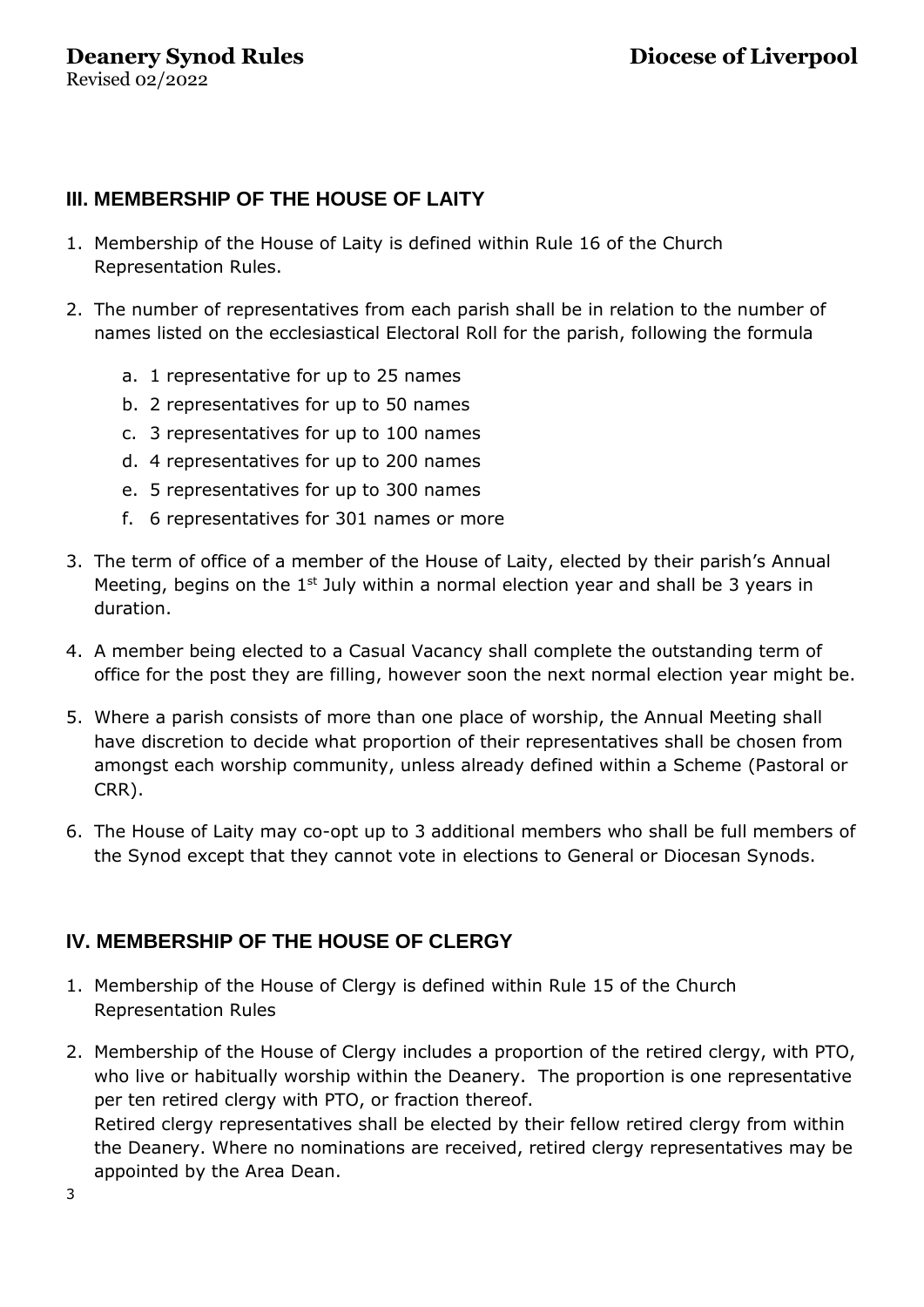## III. MEMBERSHIP OF THE HOUSE OF LAITY

1. Membership of the House of Laity is defined within Rule 16 of the Church Representation Rules.
2. The number of representatives from each parish shall be in relation to the number of names listed on the ecclesiastical Electoral Roll for the parish, following the formula
   a. 1 representative for up to 25 names
   b. 2 representatives for up to 50 names
   c. 3 representatives for up to 100 names
   d. 4 representatives for up to 200 names
   e. 5 representatives for up to 300 names
   f. 6 representatives for 301 names or more
3. The term of office of a member of the House of Laity, elected by their parish's Annual Meeting, begins on the 1st July within a normal election year and shall be 3 years in duration.
4. A member being elected to a Casual Vacancy shall complete the outstanding term of office for the post they are filling, however soon the next normal election year might be.
5. Where a parish consists of more than one place of worship, the Annual Meeting shall have discretion to decide what proportion of their representatives shall be chosen from amongst each worship community, unless already defined within a Scheme (Pastoral or CRR).
6. The House of Laity may co-opt up to 3 additional members who shall be full members of the Synod except that they cannot vote in elections to General or Diocesan Synods.

## IV. MEMBERSHIP OF THE HOUSE OF CLERGY

1. Membership of the House of Clergy is defined within Rule 15 of the Church Representation Rules
2. Membership of the House of Clergy includes a proportion of the retired clergy, with PTO, who live or habitually worship within the Deanery. The proportion is one representative per ten retired clergy with PTO, or fraction thereof.
   Retired clergy representatives shall be elected by their fellow retired clergy from within the Deanery. Where no nominations are received, retired clergy representatives may be appointed by the Area Dean.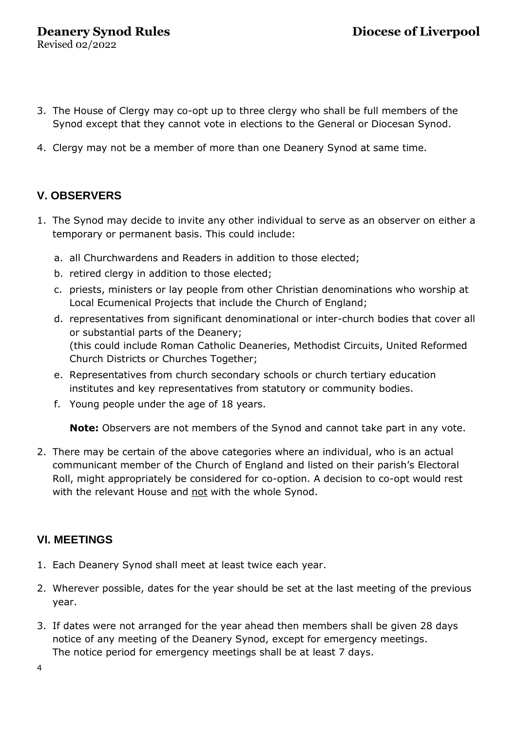3. The House of Clergy may co-opt up to three clergy who shall be full members of the Synod except that they cannot vote in elections to the General or Diocesan Synod.
4. Clergy may not be a member of more than one Deanery Synod at same time.

## V. OBSERVERS

1. The Synod may decide to invite any other individual to serve as an observer on either a temporary or permanent basis. This could include:
   a. all Churchwardens and Readers in addition to those elected;
   b. retired clergy in addition to those elected;
   c. priests, ministers or lay people from other Christian denominations who worship at Local Ecumenical Projects that include the Church of England;
   d. representatives from significant denominational or inter-church bodies that cover all or substantial parts of the Deanery;
   (this could include Roman Catholic Deaneries, Methodist Circuits, United Reformed Church Districts or Churches Together;
   e. Representatives from church secondary schools or church tertiary education institutes and key representatives from statutory or community bodies.
   f. Young people under the age of 18 years.

   **Note:** Observers are not members of the Synod and cannot take part in any vote.

2. There may be certain of the above categories where an individual, who is an actual communicant member of the Church of England and listed on their parish's Electoral Roll, might appropriately be considered for co-option. A decision to co-opt would rest with the relevant House and <u>not</u> with the whole Synod.

## VI. MEETINGS

1. Each Deanery Synod shall meet at least twice each year.
2. Wherever possible, dates for the year should be set at the last meeting of the previous year.
3. If dates were not arranged for the year ahead then members shall be given 28 days notice of any meeting of the Deanery Synod, except for emergency meetings. The notice period for emergency meetings shall be at least 7 days.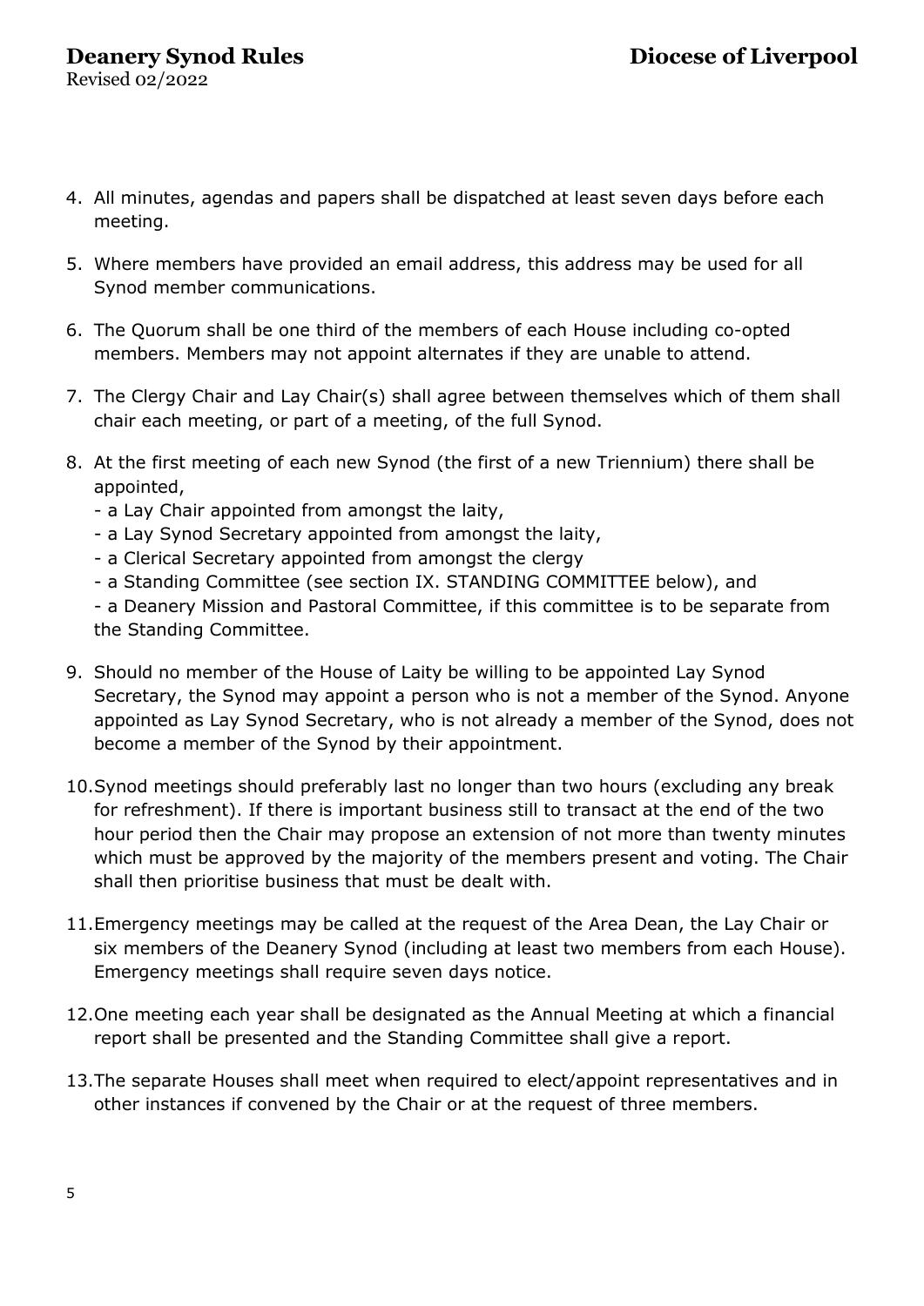4. All minutes, agendas and papers shall be dispatched at least seven days before each meeting.

5. Where members have provided an email address, this address may be used for all Synod member communications.

6. The Quorum shall be one third of the members of each House including co-opted members. Members may not appoint alternates if they are unable to attend.

7. The Clergy Chair and Lay Chair(s) shall agree between themselves which of them shall chair each meeting, or part of a meeting, of the full Synod.

8. At the first meeting of each new Synod (the first of a new Triennium) there shall be appointed,
   - a Lay Chair appointed from amongst the laity,
   - a Lay Synod Secretary appointed from amongst the laity,
   - a Clerical Secretary appointed from amongst the clergy
   - a Standing Committee (see section IX. STANDING COMMITTEE below), and
   - a Deanery Mission and Pastoral Committee, if this committee is to be separate from the Standing Committee.

9. Should no member of the House of Laity be willing to be appointed Lay Synod Secretary, the Synod may appoint a person who is not a member of the Synod. Anyone appointed as Lay Synod Secretary, who is not already a member of the Synod, does not become a member of the Synod by their appointment.

10. Synod meetings should preferably last no longer than two hours (excluding any break for refreshment). If there is important business still to transact at the end of the two hour period then the Chair may propose an extension of not more than twenty minutes which must be approved by the majority of the members present and voting. The Chair shall then prioritise business that must be dealt with.

11. Emergency meetings may be called at the request of the Area Dean, the Lay Chair or six members of the Deanery Synod (including at least two members from each House). Emergency meetings shall require seven days notice.

12. One meeting each year shall be designated as the Annual Meeting at which a financial report shall be presented and the Standing Committee shall give a report.

13. The separate Houses shall meet when required to elect/appoint representatives and in other instances if convened by the Chair or at the request of three members.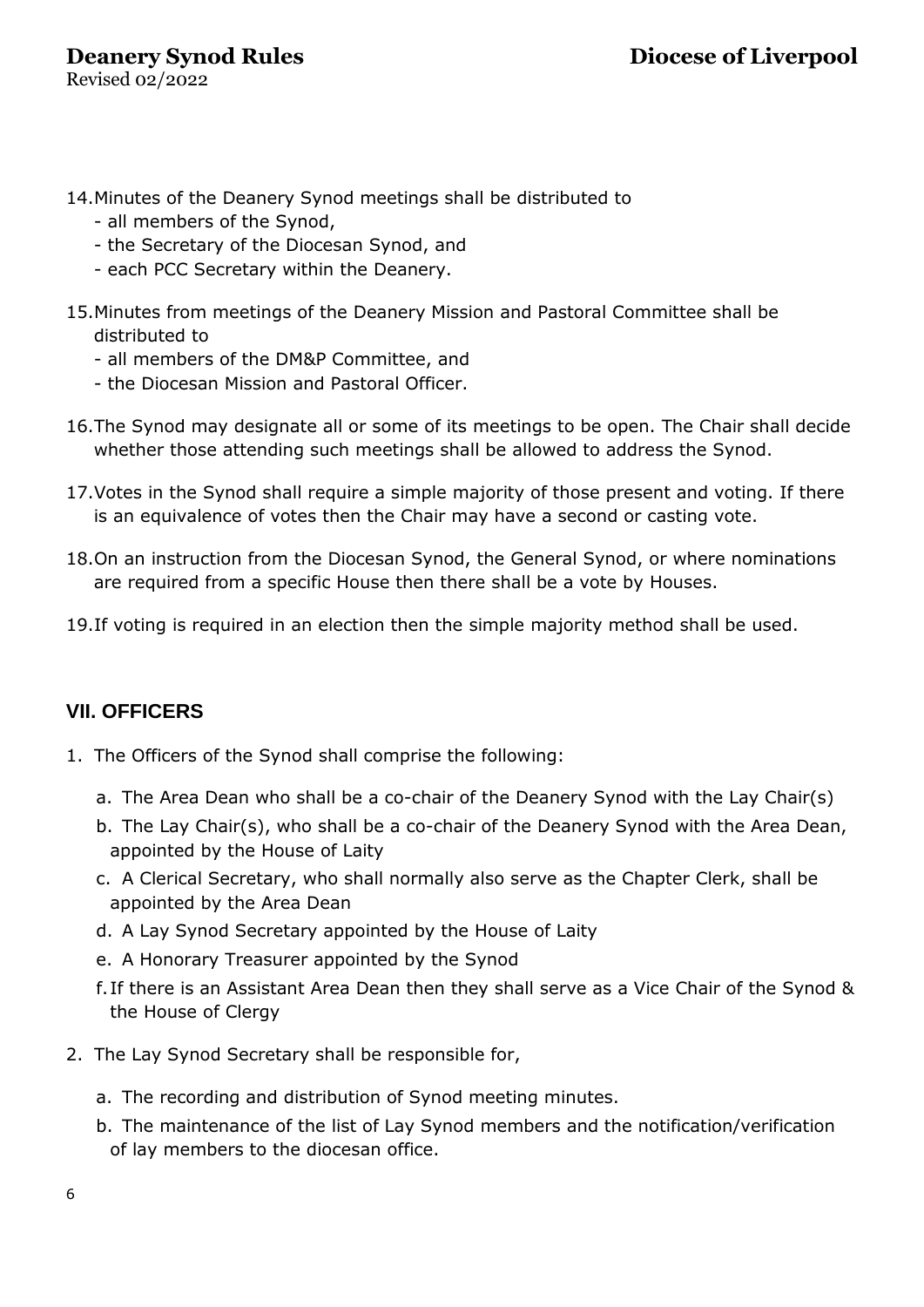14. Minutes of the Deanery Synod meetings shall be distributed to
    - all members of the Synod,
    - the Secretary of the Diocesan Synod, and
    - each PCC Secretary within the Deanery.

15. Minutes from meetings of the Deanery Mission and Pastoral Committee shall be distributed to
    - all members of the DM&P Committee, and
    - the Diocesan Mission and Pastoral Officer.

16. The Synod may designate all or some of its meetings to be open. The Chair shall decide whether those attending such meetings shall be allowed to address the Synod.

17. Votes in the Synod shall require a simple majority of those present and voting. If there is an equivalence of votes then the Chair may have a second or casting vote.

18. On an instruction from the Diocesan Synod, the General Synod, or where nominations are required from a specific House then there shall be a vote by Houses.

19. If voting is required in an election then the simple majority method shall be used.

## VII. OFFICERS

1. The Officers of the Synod shall comprise the following:

    a. The Area Dean who shall be a co-chair of the Deanery Synod with the Lay Chair(s)

    b. The Lay Chair(s), who shall be a co-chair of the Deanery Synod with the Area Dean, appointed by the House of Laity

    c. A Clerical Secretary, who shall normally also serve as the Chapter Clerk, shall be appointed by the Area Dean

    d. A Lay Synod Secretary appointed by the House of Laity

    e. A Honorary Treasurer appointed by the Synod

    f. If there is an Assistant Area Dean then they shall serve as a Vice Chair of the Synod & the House of Clergy

2. The Lay Synod Secretary shall be responsible for,

    a. The recording and distribution of Synod meeting minutes.

    b. The maintenance of the list of Lay Synod members and the notification/verification of lay members to the diocesan office.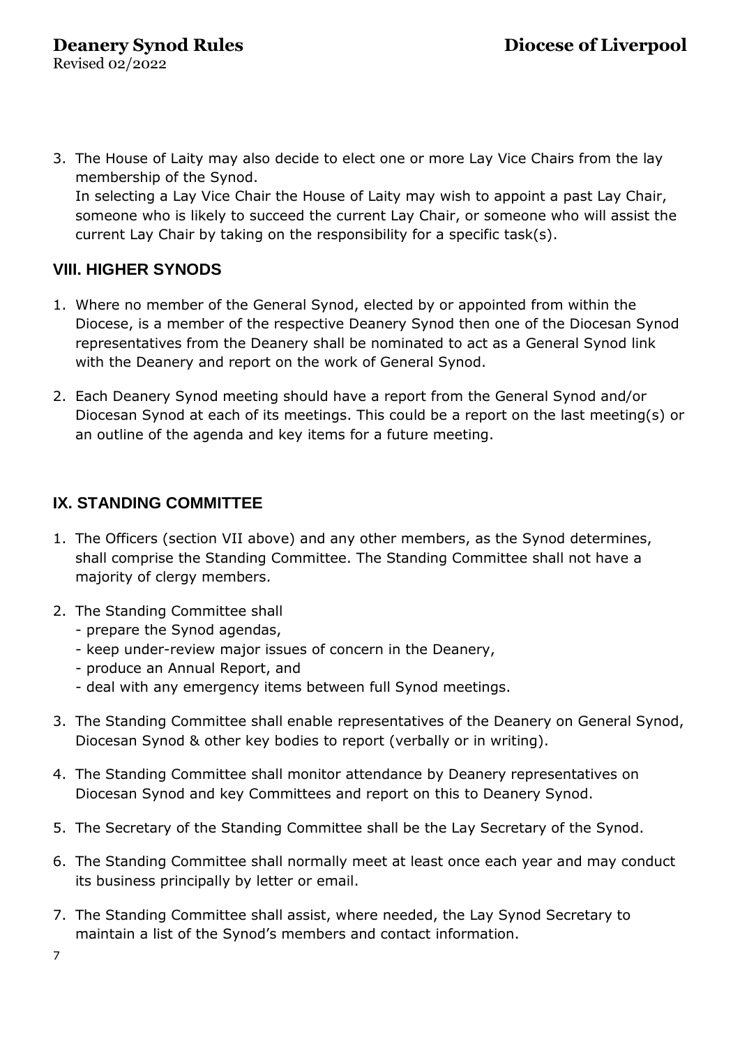3. The House of Laity may also decide to elect one or more Lay Vice Chairs from the lay membership of the Synod.
   In selecting a Lay Vice Chair the House of Laity may wish to appoint a past Lay Chair, someone who is likely to succeed the current Lay Chair, or someone who will assist the current Lay Chair by taking on the responsibility for a specific task(s).

## VIII. HIGHER SYNODS

1. Where no member of the General Synod, elected by or appointed from within the Diocese, is a member of the respective Deanery Synod then one of the Diocesan Synod representatives from the Deanery shall be nominated to act as a General Synod link with the Deanery and report on the work of General Synod.

2. Each Deanery Synod meeting should have a report from the General Synod and/or Diocesan Synod at each of its meetings. This could be a report on the last meeting(s) or an outline of the agenda and key items for a future meeting.

## IX. STANDING COMMITTEE

1. The Officers (section VII above) and any other members, as the Synod determines, shall comprise the Standing Committee. The Standing Committee shall not have a majority of clergy members.

2. The Standing Committee shall
   - prepare the Synod agendas,
   - keep under-review major issues of concern in the Deanery,
   - produce an Annual Report, and
   - deal with any emergency items between full Synod meetings.

3. The Standing Committee shall enable representatives of the Deanery on General Synod, Diocesan Synod & other key bodies to report (verbally or in writing).

4. The Standing Committee shall monitor attendance by Deanery representatives on Diocesan Synod and key Committees and report on this to Deanery Synod.

5. The Secretary of the Standing Committee shall be the Lay Secretary of the Synod.

6. The Standing Committee shall normally meet at least once each year and may conduct its business principally by letter or email.

7. The Standing Committee shall assist, where needed, the Lay Synod Secretary to maintain a list of the Synod's members and contact information.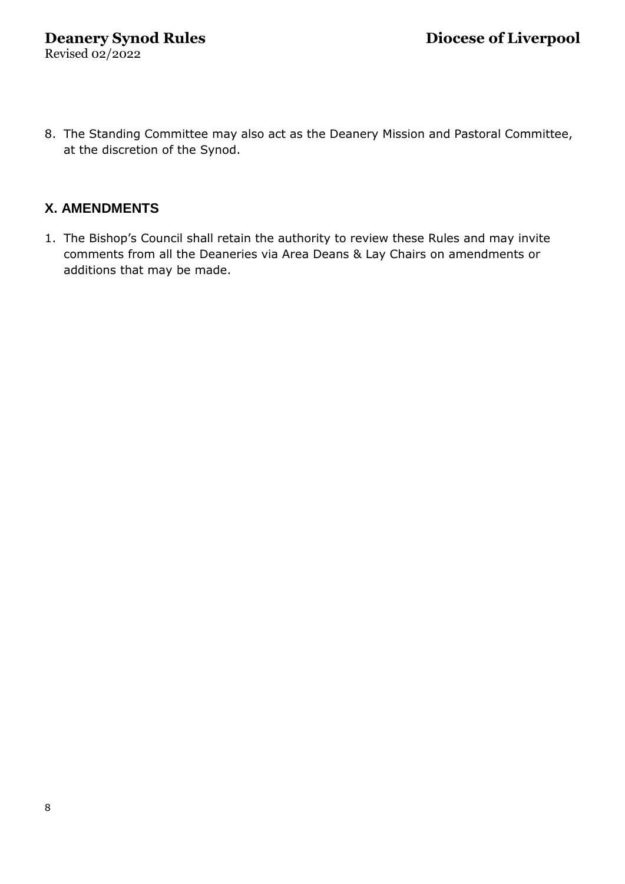8. The Standing Committee may also act as the Deanery Mission and Pastoral Committee, at the discretion of the Synod.

## X. AMENDMENTS

1. The Bishop's Council shall retain the authority to review these Rules and may invite comments from all the Deaneries via Area Deans & Lay Chairs on amendments or additions that may be made.